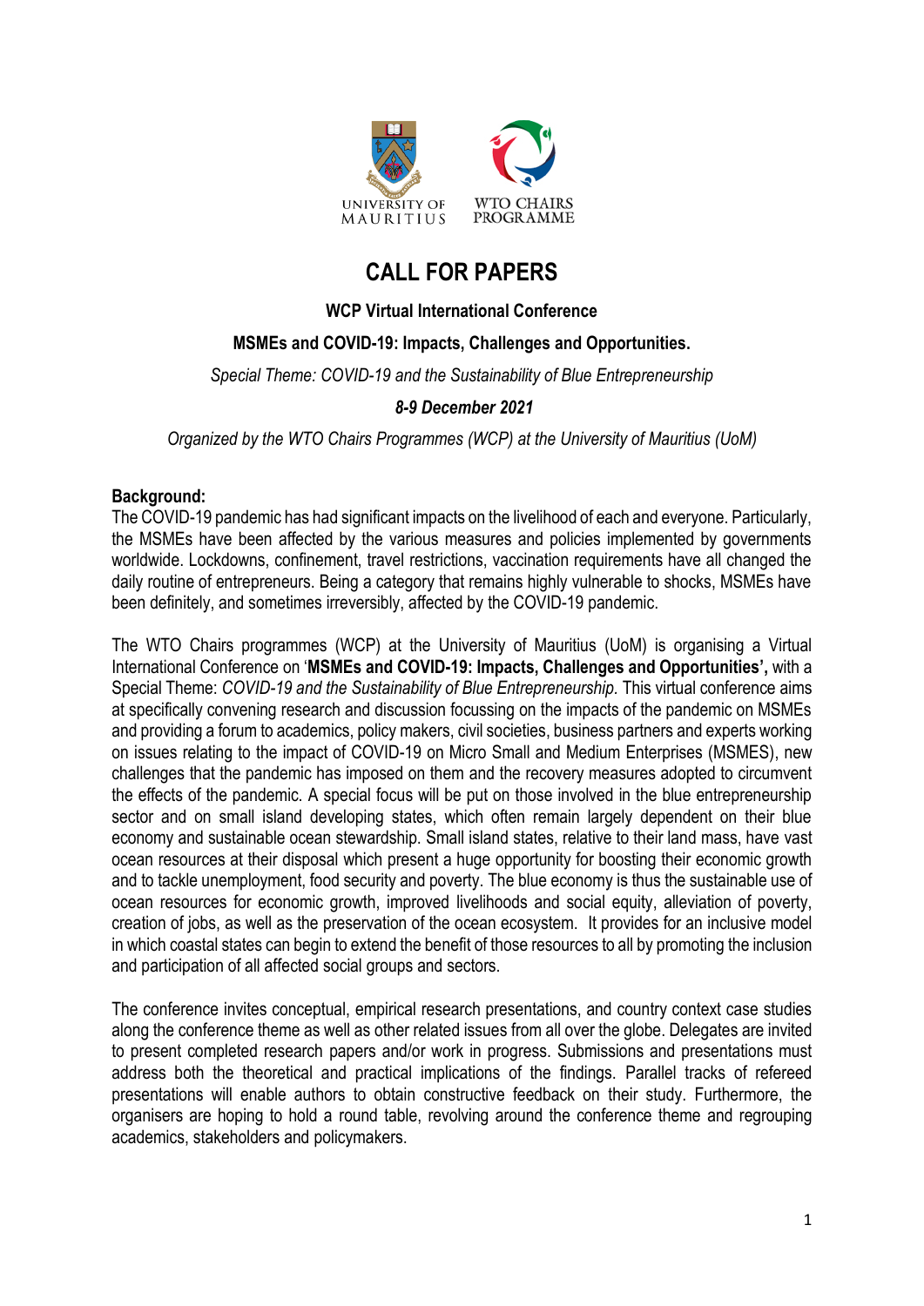UNIVERSITY OF MAURITIUS

WTO CHAIRS PROGRAMME

# CALL FOR PAPERS

**WCP Virtual International Conference**

**MSMEs and COVID-19: Impacts, Challenges and Opportunities.**

*Special Theme: COVID-19 and the Sustainability of Blue Entrepreneurship*

***8-9 December 2021***

*Organized by the WTO Chairs Programmes (WCP) at the University of Mauritius (UoM)*

**Background:**

The COVID-19 pandemic has had significant impacts on the livelihood of each and everyone. Particularly, the MSMEs have been affected by the various measures and policies implemented by governments worldwide. Lockdowns, confinement, travel restrictions, vaccination requirements have all changed the daily routine of entrepreneurs. Being a category that remains highly vulnerable to shocks, MSMEs have been definitely, and sometimes irreversibly, affected by the COVID-19 pandemic.

The WTO Chairs programmes (WCP) at the University of Mauritius (UoM) is organising a Virtual International Conference on '**MSMEs and COVID-19: Impacts, Challenges and Opportunities',** with a Special Theme: *COVID-19 and the Sustainability of Blue Entrepreneurship.* This virtual conference aims at specifically convening research and discussion focussing on the impacts of the pandemic on MSMEs and providing a forum to academics, policy makers, civil societies, business partners and experts working on issues relating to the impact of COVID-19 on Micro Small and Medium Enterprises (MSMES), new challenges that the pandemic has imposed on them and the recovery measures adopted to circumvent the effects of the pandemic. A special focus will be put on those involved in the blue entrepreneurship sector and on small island developing states, which often remain largely dependent on their blue economy and sustainable ocean stewardship. Small island states, relative to their land mass, have vast ocean resources at their disposal which present a huge opportunity for boosting their economic growth and to tackle unemployment, food security and poverty. The blue economy is thus the sustainable use of ocean resources for economic growth, improved livelihoods and social equity, alleviation of poverty, creation of jobs, as well as the preservation of the ocean ecosystem. It provides for an inclusive model in which coastal states can begin to extend the benefit of those resources to all by promoting the inclusion and participation of all affected social groups and sectors.

The conference invites conceptual, empirical research presentations, and country context case studies along the conference theme as well as other related issues from all over the globe. Delegates are invited to present completed research papers and/or work in progress. Submissions and presentations must address both the theoretical and practical implications of the findings. Parallel tracks of refereed presentations will enable authors to obtain constructive feedback on their study. Furthermore, the organisers are hoping to hold a round table, revolving around the conference theme and regrouping academics, stakeholders and policymakers.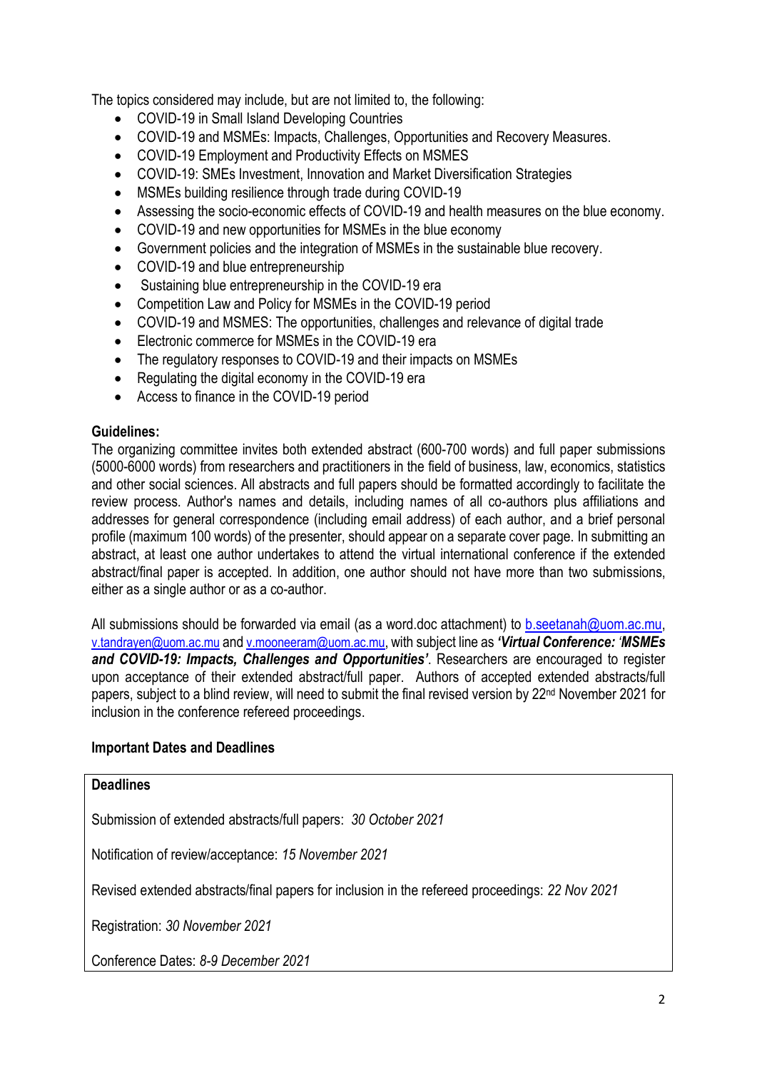The topics considered may include, but are not limited to, the following:

- COVID-19 in Small Island Developing Countries
- COVID-19 and MSMEs: Impacts, Challenges, Opportunities and Recovery Measures.
- COVID-19 Employment and Productivity Effects on MSMES
- COVID-19: SMEs Investment, Innovation and Market Diversification Strategies
- MSMEs building resilience through trade during COVID-19
- Assessing the socio-economic effects of COVID-19 and health measures on the blue economy.
- COVID-19 and new opportunities for MSMEs in the blue economy
- Government policies and the integration of MSMEs in the sustainable blue recovery.
- COVID-19 and blue entrepreneurship
- Sustaining blue entrepreneurship in the COVID-19 era
- Competition Law and Policy for MSMEs in the COVID-19 period
- COVID-19 and MSMES: The opportunities, challenges and relevance of digital trade
- Electronic commerce for MSMEs in the COVID-19 era
- The regulatory responses to COVID-19 and their impacts on MSMEs
- Regulating the digital economy in the COVID-19 era
- Access to finance in the COVID-19 period

**Guidelines:**

The organizing committee invites both extended abstract (600-700 words) and full paper submissions (5000-6000 words) from researchers and practitioners in the field of business, law, economics, statistics and other social sciences. All abstracts and full papers should be formatted accordingly to facilitate the review process. Author's names and details, including names of all co-authors plus affiliations and addresses for general correspondence (including email address) of each author, and a brief personal profile (maximum 100 words) of the presenter, should appear on a separate cover page. In submitting an abstract, at least one author undertakes to attend the virtual international conference if the extended abstract/final paper is accepted. In addition, one author should not have more than two submissions, either as a single author or as a co-author.

All submissions should be forwarded via email (as a word.doc attachment) to b.seetanah@uom.ac.mu, v.tandrayen@uom.ac.mu and v.mooneeram@uom.ac.mu, with subject line as ***'Virtual Conference: 'MSMEs and COVID-19: Impacts, Challenges and Opportunities'***. Researchers are encouraged to register upon acceptance of their extended abstract/full paper. Authors of accepted extended abstracts/full papers, subject to a blind review, will need to submit the final revised version by 22nd November 2021 for inclusion in the conference refereed proceedings.

**Important Dates and Deadlines**

**Deadlines**

Submission of extended abstracts/full papers: *30 October 2021*

Notification of review/acceptance: *15 November 2021*

Revised extended abstracts/final papers for inclusion in the refereed proceedings: *22 Nov 2021*

Registration: *30 November 2021*

Conference Dates: *8-9 December 2021*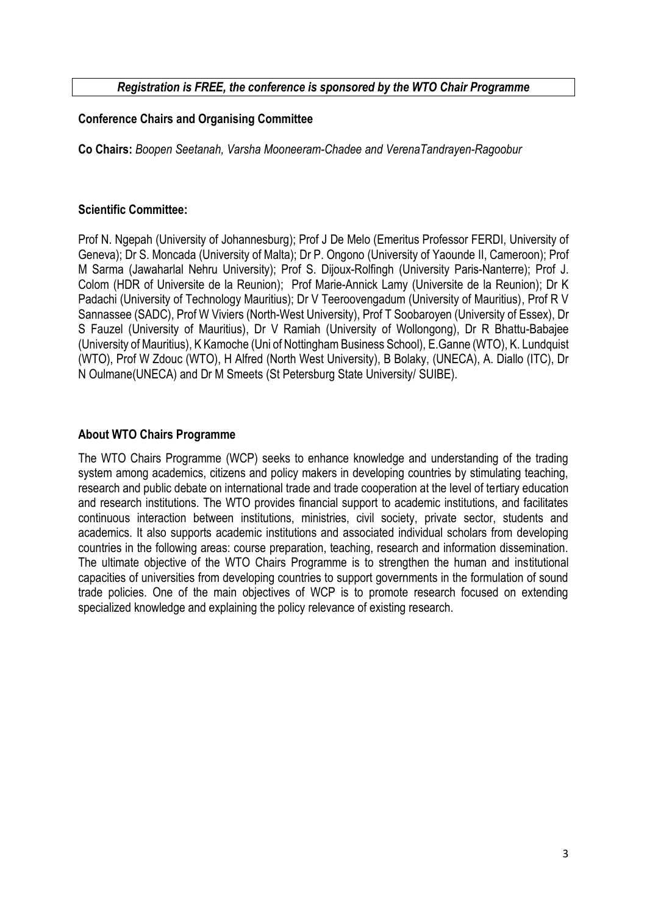*Registration is FREE, the conference is sponsored by the WTO Chair Programme*

**Conference Chairs and Organising Committee**

**Co Chairs:** *Boopen Seetanah, Varsha Mooneeram-Chadee and VerenaTandrayen-Ragoobur*

**Scientific Committee:**

Prof N. Ngepah (University of Johannesburg); Prof J De Melo (Emeritus Professor FERDI, University of Geneva); Dr S. Moncada (University of Malta); Dr P. Ongono (University of Yaounde II, Cameroon); Prof M Sarma (Jawaharlal Nehru University); Prof S. Dijoux-Rolfingh (University Paris-Nanterre); Prof J. Colom (HDR of Universite de la Reunion); Prof Marie-Annick Lamy (Universite de la Reunion); Dr K Padachi (University of Technology Mauritius); Dr V Teeroovengadum (University of Mauritius), Prof R V Sannassee (SADC), Prof W Viviers (North-West University), Prof T Soobaroyen (University of Essex), Dr S Fauzel (University of Mauritius), Dr V Ramiah (University of Wollongong), Dr R Bhattu-Babajee (University of Mauritius), K Kamoche (Uni of Nottingham Business School), E.Ganne (WTO), K. Lundquist (WTO), Prof W Zdouc (WTO), H Alfred (North West University), B Bolaky, (UNECA), A. Diallo (ITC), Dr N Oulmane(UNECA) and Dr M Smeets (St Petersburg State University/ SUIBE).

**About WTO Chairs Programme**

The WTO Chairs Programme (WCP) seeks to enhance knowledge and understanding of the trading system among academics, citizens and policy makers in developing countries by stimulating teaching, research and public debate on international trade and trade cooperation at the level of tertiary education and research institutions. The WTO provides financial support to academic institutions, and facilitates continuous interaction between institutions, ministries, civil society, private sector, students and academics. It also supports academic institutions and associated individual scholars from developing countries in the following areas: course preparation, teaching, research and information dissemination. The ultimate objective of the WTO Chairs Programme is to strengthen the human and institutional capacities of universities from developing countries to support governments in the formulation of sound trade policies. One of the main objectives of WCP is to promote research focused on extending specialized knowledge and explaining the policy relevance of existing research.